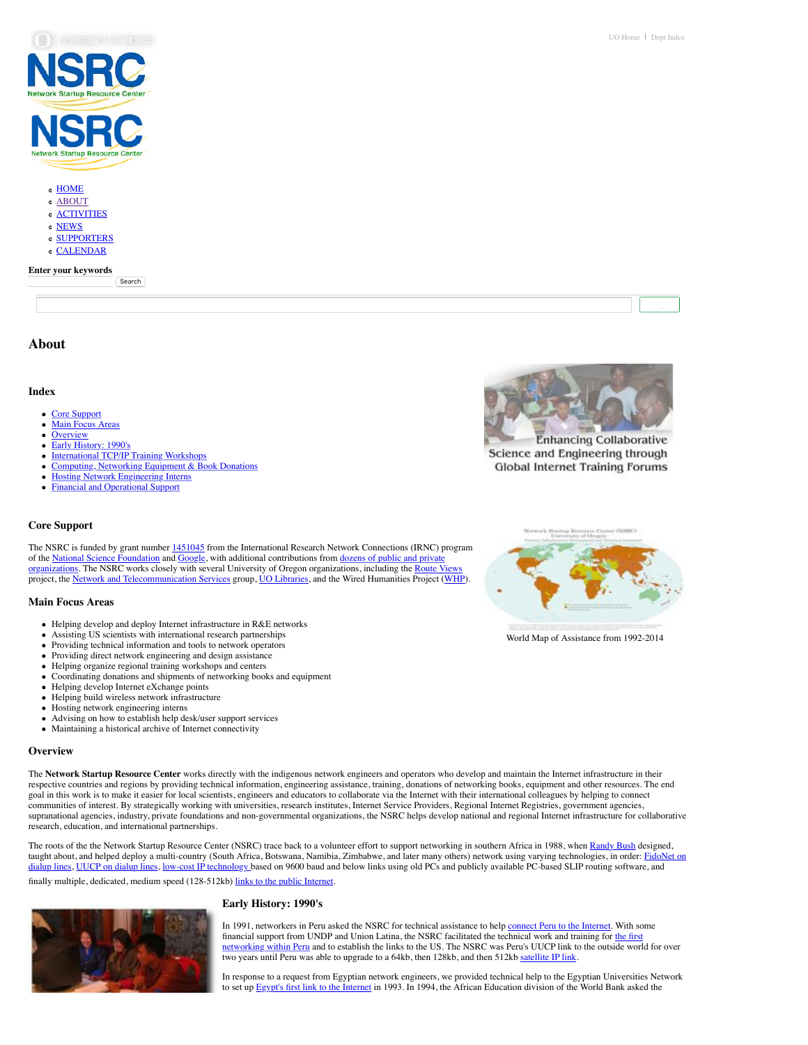UO Home | Dept Index

- HOME
- ABOUT
- ACTIVITIES
- NEWS
- SUPPORTERS
- CALENDAR

**Enter your keywords**

Search

# About

## Index

- Core Support
- Main Focus Areas
- Overview
- Early History: 1990's
- International TCP/IP Training Workshops
- Computing, Networking Equipment & Book Donations
- Hosting Network Engineering Interns
- Financial and Operational Support

Enhancing Collaborative Science and Engineering through Global Internet Training Forums

## Core Support

The NSRC is funded by grant number 1451045 from the International Research Network Connections (IRNC) program of the National Science Foundation and Google, with additional contributions from dozens of public and private organizations. The NSRC works closely with several University of Oregon organizations, including the Route Views project, the Network and Telecommunication Services group, UO Libraries, and the Wired Humanities Project (WHP).

World Map of Assistance from 1992-2014

## Main Focus Areas

- Helping develop and deploy Internet infrastructure in R&E networks
- Assisting US scientists with international research partnerships
- Providing technical information and tools to network operators
- Providing direct network engineering and design assistance
- Helping organize regional training workshops and centers
- Coordinating donations and shipments of networking books and equipment
- Helping develop Internet eXchange points
- Helping build wireless network infrastructure
- Hosting network engineering interns
- Advising on how to establish help desk/user support services
- Maintaining a historical archive of Internet connectivity

## Overview

The **Network Startup Resource Center** works directly with the indigenous network engineers and operators who develop and maintain the Internet infrastructure in their respective countries and regions by providing technical information, engineering assistance, training, donations of networking books, equipment and other resources. The end goal in this work is to make it easier for local scientists, engineers and educators to collaborate via the Internet with their international colleagues by helping to connect communities of interest. By strategically working with universities, research institutes, Internet Service Providers, Regional Internet Registries, government agencies, supranational agencies, industry, private foundations and non-governmental organizations, the NSRC helps develop national and regional Internet infrastructure for collaborative research, education, and international partnerships.

The roots of the the Network Startup Resource Center (NSRC) trace back to a volunteer effort to support networking in southern Africa in 1988, when Randy Bush designed, taught about, and helped deploy a multi-country (South Africa, Botswana, Namibia, Zimbabwe, and later many others) network using varying technologies, in order: FidoNet on dialup lines, UUCP on dialup lines, low-cost IP technology based on 9600 baud and below links using old PCs and publicly available PC-based SLIP routing software, and finally multiple, dedicated, medium speed (128-512kb) links to the public Internet.

## Early History: 1990's

In 1991, networkers in Peru asked the NSRC for technical assistance to help connect Peru to the Internet. With some financial support from UNDP and Union Latina, the NSRC facilitated the technical work and training for the first networking within Peru and to establish the links to the US. The NSRC was Peru's UUCP link to the outside world for over two years until Peru was able to upgrade to a 64kb, then 128kb, and then 512kb satellite IP link.

In response to a request from Egyptian network engineers, we provided technical help to the Egyptian Universities Network to set up Egypt's first link to the Internet in 1993. In 1994, the African Education division of the World Bank asked the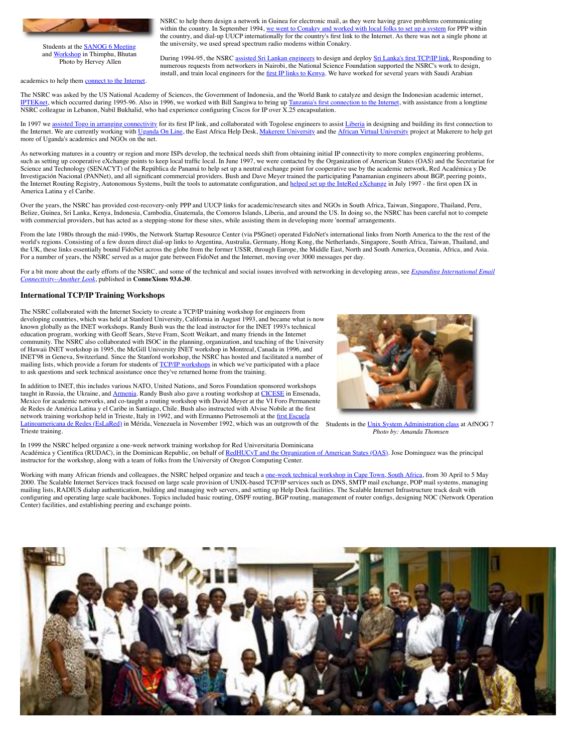Students at the SANOG 6 Meeting and Workshop in Thimphu, Bhutan
Photo by Hervey Allen

NSRC to help them design a network in Guinea for electronic mail, as they were having grave problems communicating within the country. In September 1994, we went to Conakry and worked with local folks to set up a system for PPP within the country, and dial-up UUCP internationally for the country's first link to the Internet. As there was not a single phone at the university, we used spread spectrum radio modems within Conakry.

During 1994-95, the NSRC assisted Sri Lankan engineers to design and deploy Sri Lanka's first TCP/IP link. Responding to numerous requests from networkers in Nairobi, the National Science Foundation supported the NSRC's work to design, install, and train local engineers for the first IP links to Kenya. We have worked for several years with Saudi Arabian academics to help them connect to the Internet.

The NSRC was asked by the US National Academy of Sciences, the Government of Indonesia, and the World Bank to catalyze and design the Indonesian academic internet, IPTEKnet, which occurred during 1995-96. Also in 1996, we worked with Bill Sangiwa to bring up Tanzania's first connection to the Internet, with assistance from a longtime NSRC colleague in Lebanon, Nabil Bukhalid, who had experience configuring Ciscos for IP over X.25 encapsulation.

In 1997 we assisted Togo in arranging connectivity for its first IP link, and collaborated with Togolese engineers to assist Liberia in designing and building its first connection to the Internet. We are currently working with Uganda On Line, the East Africa Help Desk, Makerere University and the African Virtual University project at Makerere to help get more of Uganda's academics and NGOs on the net.

As networking matures in a country or region and more ISPs develop, the technical needs shift from obtaining initial IP connectivity to more complex engineering problems, such as setting up cooperative eXchange points to keep local traffic local. In June 1997, we were contacted by the Organization of American States (OAS) and the Secretariat for Science and Technology (SENACYT) of the República de Panamá to help set up a neutral exchange point for cooperative use by the academic network, Red Académica y De Investigación Nacional (PANNet), and all significant commercial providers. Bush and Dave Meyer trained the participating Panamanian engineers about BGP, peering points, the Internet Routing Registry, Autonomous Systems, built the tools to automatate configuration, and helped set up the InteRed eXchange in July 1997 - the first open IX in America Latina y el Caribe.

Over the years, the NSRC has provided cost-recovery-only PPP and UUCP links for academic/research sites and NGOs in South Africa, Taiwan, Singapore, Thailand, Peru, Belize, Guinea, Sri Lanka, Kenya, Indonesia, Cambodia, Guatemala, the Comoros Islands, Liberia, and around the US. In doing so, the NSRC has been careful not to compete with commercial providers, but has acted as a stepping-stone for these sites, while assisting them in developing more 'normal' arrangements.

From the late 1980s through the mid-1990s, the Network Startup Resource Center (via PSGnet) operated FidoNet's international links from North America to the the rest of the world's regions. Consisting of a few dozen direct dial-up links to Argentina, Australia, Germany, Hong Kong, the Netherlands, Singapore, South Africa, Taiwan, Thailand, and the UK, these links essentially bound FidoNet across the globe from the former USSR, through Europe, the Middle East, North and South America, Oceania, Africa, and Asia. For a number of years, the NSRC served as a major gate between FidoNet and the Internet, moving over 3000 messages per day.

For a bit more about the early efforts of the NSRC, and some of the technical and social issues involved with networking in developing areas, see *Expanding International Email Connectivity--Another Look*, published in **ConneXions 93.6.30**.

### International TCP/IP Training Workshops

The NSRC collaborated with the Internet Society to create a TCP/IP training workshop for engineers from developing countries, which was held at Stanford University, California in August 1993, and became what is now known globally as the INET workshops. Randy Bush was the the lead instructor for the INET 1993's technical education program, working with Geoff Sears, Steve Fram, Scott Weikart, and many friends in the Internet community. The NSRC also collaborated with ISOC in the planning, organization, and teaching of the University of Hawaii INET workshop in 1995, the McGill University INET workshop in Montreal, Canada in 1996, and INET'98 in Geneva, Switzerland. Since the Stanford workshop, the NSRC has hosted and facilitated a number of mailing lists, which provide a forum for students of TCP/IP workshops in which we've participated with a place to ask questions and seek technical assistance once they've returned home from the training.

In addition to INET, this includes various NATO, United Nations, and Soros Foundation sponsored workshops taught in Russia, the Ukraine, and Armenia. Randy Bush also gave a routing workshop at CICESE in Ensenada, Mexico for academic networks, and co-taught a routing workshop with David Meyer at the VI Foro Permanente de Redes de América Latina y el Caribe in Santiago, Chile. Bush also instructed with Alvise Nobile at the first network training workshop held in Trieste, Italy in 1992, and with Ermanno Pietrosemoli at the first Escuela Latinoamericana de Redes (EsLaRed) in Mérida, Venezuela in November 1992, which was an outgrowth of the Trieste training.

Students in the Unix System Administration class at AfNOG 7
*Photo by: Amanda Thomsen*

In 1999 the NSRC helped organize a one-week network training workshop for Red Universitaria Dominicana Académica y Científica (RUDAC), in the Dominican Republic, on behalf of RedHUCyT and the Organization of American States (OAS). Jose Dominguez was the principal instructor for the workshop, along with a team of folks from the University of Oregon Computing Center.

Working with many African friends and colleagues, the NSRC helped organize and teach a one-week technical workshop in Cape Town, South Africa, from 30 April to 5 May 2000. The Scalable Internet Services track focused on large scale provision of UNIX-based TCP/IP services such as DNS, SMTP mail exchange, POP mail systems, managing mailing lists, RADIUS dialup authentication, building and managing web servers, and setting up Help Desk facilities. The Scalable Internet Infrastructure track dealt with configuring and operating large scale backbones. Topics included basic routing, OSPF routing, BGP routing, management of router configs, designing NOC (Network Operation Center) facilities, and establishing peering and exchange points.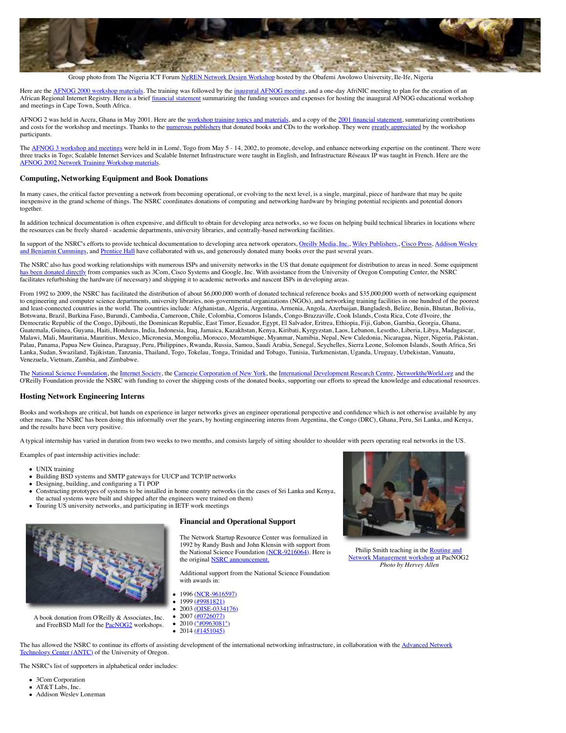Group photo from The Nigeria ICT Forum NgREN Network Design Workshop hosted by the Obafemi Awolowo University, Ile-Ife, Nigeria

Here are the AFNOG 2000 workshop materials. The training was followed by the inaugural AFNOG meeting, and a one-day AfriNIC meeting to plan for the creation of an African Regional Internet Registry. Here is a brief financial statement summarizing the funding sources and expenses for hosting the inaugural AFNOG educational workshop and meetings in Cape Town, South Africa.

AFNOG 2 was held in Accra, Ghana in May 2001. Here are the workshop training topics and materials, and a copy of the 2001 financial statement, summarizing contributions and costs for the workshop and meetings. Thanks to the numerous publishers that donated books and CDs to the workshop. They were greatly appreciated by the workshop participants.

The AFNOG 3 workshop and meetings were held in in Lomé, Togo from May 5 - 14, 2002, to promote, develop, and enhance networking expertise on the continent. There were three tracks in Togo; Scalable Internet Services and Scalable Internet Infrastructure were taught in English, and Infrastructure Réseaux IP was taught in French. Here are the AFNOG 2002 Network Training Workshop materials.

### Computing, Networking Equipment and Book Donations

In many cases, the critical factor preventing a network from becoming operational, or evolving to the next level, is a single, marginal, piece of hardware that may be quite inexpensive in the grand scheme of things. The NSRC coordinates donations of computing and networking hardware by bringing potential recipients and potential donors together.

In addition technical documentation is often expensive, and difficult to obtain for developing area networks, so we focus on helping build technical libraries in locations where the resources can be freely shared - academic departments, university libraries, and centrally-based networking facilities.

In support of the NSRC's efforts to provide technical documentation to developing area network operators, Oreilly Media, Inc., Wiley Publishers,, Cisco Press, Addison Wesley and Benjamin Cummings, and Prentice Hall have collaborated with us, and generously donated many books over the past several years.

The NSRC also has good working relationships with numerous ISPs and university networks in the US that donate equipment for distribution to areas in need. Some equipment has been donated directly from companies such as 3Com, Cisco Systems and Google, Inc. With assistance from the University of Oregon Computing Center, the NSRC facilitates refurbishing the hardware (if necessary) and shipping it to academic networks and nascent ISPs in developing areas.

From 1992 to 2009, the NSRC has facilitated the distribution of about $6,000,000 worth of donated technical reference books and $35,000,000 worth of networking equipment to engineering and computer science departments, university libraries, non-governmental organizations (NGOs), and networking training facilities in one hundred of the poorest and least-connected countries in the world. The countries include: Afghanistan, Algeria, Argentina, Armenia, Angola, Azerbaijan, Bangladesh, Belize, Benin, Bhutan, Bolivia, Botswana, Brazil, Burkina Faso, Burundi, Cambodia, Cameroon, Chile, Colombia, Comoros Islands, Congo-Brazzaville, Cook Islands, Costa Rica, Cote d'Ivoire, the Democratic Republic of the Congo, Djibouti, the Dominican Republic, East Timor, Ecuador, Egypt, El Salvador, Eritrea, Ethiopia, Fiji, Gabon, Gambia, Georgia, Ghana, Guatemala, Guinea, Guyana, Haiti, Honduras, India, Indonesia, Iraq, Jamaica, Kazakhstan, Kenya, Kiribati, Kyrgyzstan, Laos, Lebanon, Lesotho, Liberia, Libya, Madagascar, Malawi, Mali, Mauritania, Mauritius, Mexico, Micronesia, Mongolia, Morocco, Mozambique, Myanmar, Namibia, Nepal, New Caledonia, Nicaragua, Niger, Nigeria, Pakistan, Palau, Panama, Papua New Guinea, Paraguay, Peru, Philippines, Rwanda, Russia, Samoa, Saudi Arabia, Senegal, Seychelles, Sierra Leone, Solomon Islands, South Africa, Sri Lanka, Sudan, Swaziland, Tajikistan, Tanzania, Thailand, Togo, Tokelau, Tonga, Trinidad and Tobago, Tunisia, Turkmenistan, Uganda, Uruguay, Uzbekistan, Vanuatu, Venezuela, Vietnam, Zambia, and Zimbabwe.

The National Science Foundation, the Internet Society, the Carnegie Corporation of New York, the International Development Research Centre, NetworktheWorld.org and the O'Reilly Foundation provide the NSRC with funding to cover the shipping costs of the donated books, supporting our efforts to spread the knowledge and educational resources.

### Hosting Network Engineering Interns

Books and workshops are critical, but hands on experience in larger networks gives an engineer operational perspective and confidence which is not otherwise available by any other means. The NSRC has been doing this informally over the years, by hosting engineering interns from Argentina, the Congo (DRC), Ghana, Peru, Sri Lanka, and Kenya, and the results have been very positive.

A typical internship has varied in duration from two weeks to two months, and consists largely of sitting shoulder to shoulder with peers operating real networks in the US.

Examples of past internship activities include:

- UNIX training
- Building BSD systems and SMTP gateways for UUCP and TCP/IP networks
- Designing, building, and configuring a T1 POP
- Constructing prototypes of systems to be installed in home country networks (in the cases of Sri Lanka and Kenya, the actual systems were built and shipped after the engineers were trained on them)
- Touring US university networks, and participating in IETF work meetings

Philip Smith teaching in the Routing and Network Management workshop at PacNOG2
*Photo by Hervey Allen*

### Financial and Operational Support

The Network Startup Resource Center was formalized in 1992 by Randy Bush and John Klensin with support from the National Science Foundation (NCR-9216064). Here is the original NSRC announcement.

Additional support from the National Science Foundation with awards in:

- 1996 (NCR-9616597)
- 1999 (#9981821)
- 2003 (OISE-0334176)
- 2007 (#0726077)
- 2010 ("#0963081")
- 2014 (#1451045)

A book donation from O'Reilly & Associates, Inc. and FreeBSD Mall for the PacNOG2 workshops.

The has allowed the NSRC to continue its efforts of assisting development of the international networking infrastructure, in collaboration with the Advanced Network Technology Center (ANTC) of the University of Oregon.

The NSRC's list of supporters in alphabetical order includes:

- 3Com Corporation
- AT&T Labs, Inc.
- Addison Wesley Longman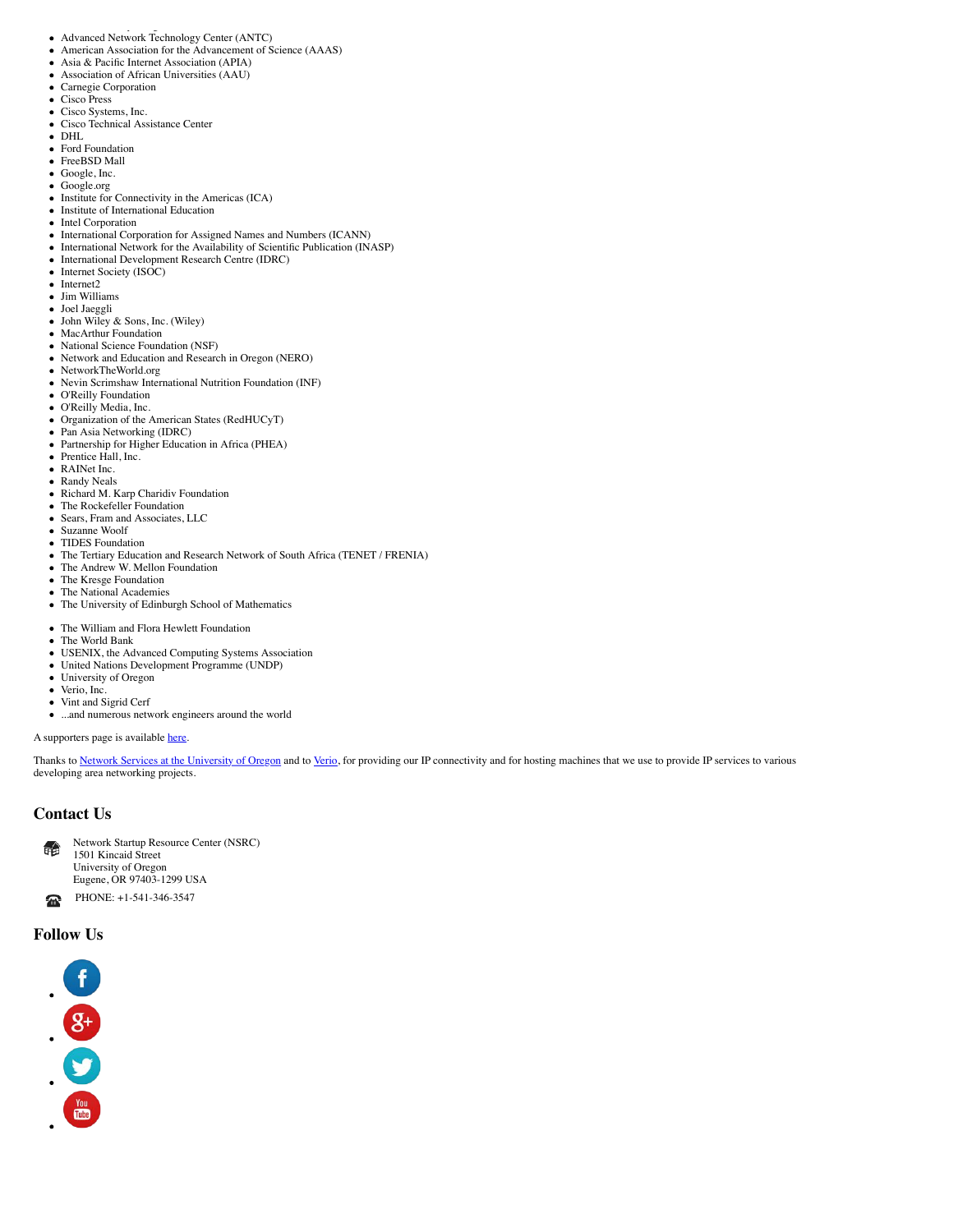- Advanced Network Technology Center (ANTC)
- American Association for the Advancement of Science (AAAS)
- Asia & Pacific Internet Association (APIA)
- Association of African Universities (AAU)
- Carnegie Corporation
- Cisco Press
- Cisco Systems, Inc.
- Cisco Technical Assistance Center
- DHL
- Ford Foundation
- FreeBSD Mall
- Google, Inc.
- Google.org
- Institute for Connectivity in the Americas (ICA)
- Institute of International Education
- Intel Corporation
- International Corporation for Assigned Names and Numbers (ICANN)
- International Network for the Availability of Scientific Publication (INASP)
- International Development Research Centre (IDRC)
- Internet Society (ISOC)
- Internet2
- Jim Williams
- Joel Jaeggli
- John Wiley & Sons, Inc. (Wiley)
- MacArthur Foundation
- National Science Foundation (NSF)
- Network and Education and Research in Oregon (NERO)
- NetworkTheWorld.org
- Nevin Scrimshaw International Nutrition Foundation (INF)
- O'Reilly Foundation
- O'Reilly Media, Inc.
- Organization of the American States (RedHUCyT)
- Pan Asia Networking (IDRC)
- Partnership for Higher Education in Africa (PHEA)
- Prentice Hall, Inc.
- RAINet Inc.
- Randy Neals
- Richard M. Karp Charidiv Foundation
- The Rockefeller Foundation
- Sears, Fram and Associates, LLC
- Suzanne Woolf
- TIDES Foundation
- The Tertiary Education and Research Network of South Africa (TENET / FRENIA)
- The Andrew W. Mellon Foundation
- The Kresge Foundation
- The National Academies
- The University of Edinburgh School of Mathematics

- The William and Flora Hewlett Foundation
- The World Bank
- USENIX, the Advanced Computing Systems Association
- United Nations Development Programme (UNDP)
- University of Oregon
- Verio, Inc.
- Vint and Sigrid Cerf
- ...and numerous network engineers around the world

A supporters page is available here.

Thanks to Network Services at the University of Oregon and to Verio, for providing our IP connectivity and for hosting machines that we use to provide IP services to various developing area networking projects.

## Contact Us

Network Startup Resource Center (NSRC)
1501 Kincaid Street
University of Oregon
Eugene, OR 97403-1299 USA

PHONE: +1-541-346-3547

## Follow Us